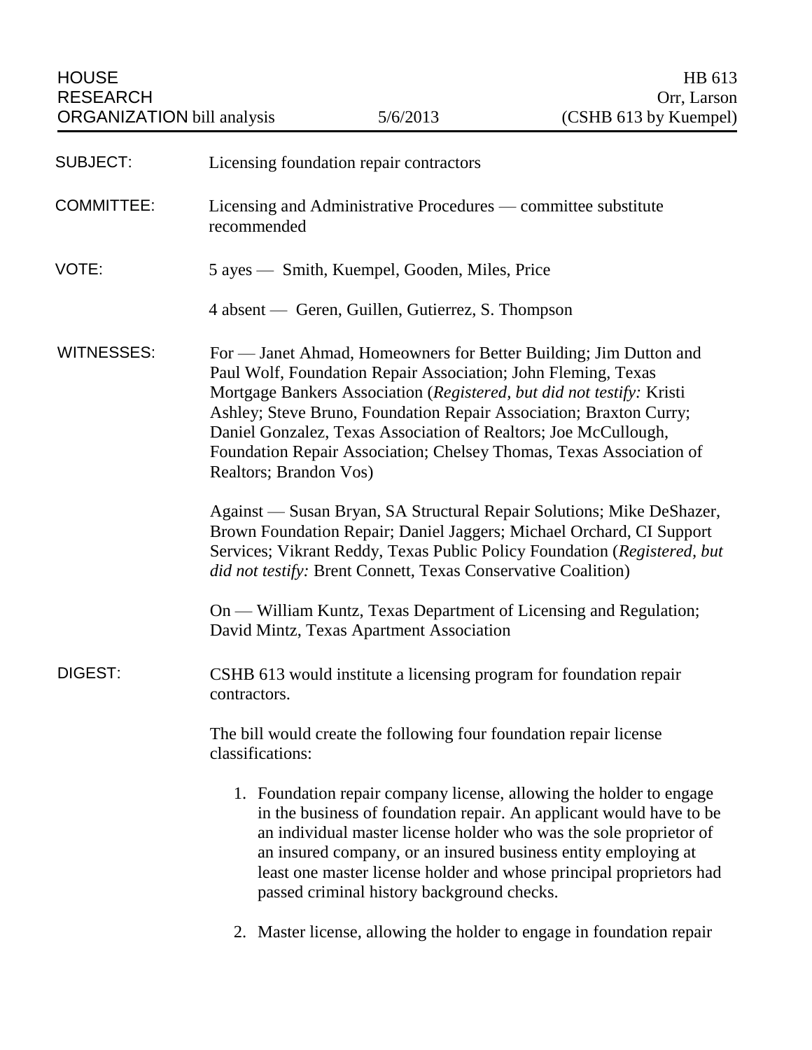HOUSE RESEARCH ORGANIZATION bill analysis | 5/6/2013 | HB 613 Orr, Larson (CSHB 613 by Kuempel)

**SUBJECT:** Licensing foundation repair contractors

**COMMITTEE:** Licensing and Administrative Procedures — committee substitute recommended

**VOTE:** 5 ayes — Smith, Kuempel, Gooden, Miles, Price

4 absent — Geren, Guillen, Gutierrez, S. Thompson

**WITNESSES:** For — Janet Ahmad, Homeowners for Better Building; Jim Dutton and Paul Wolf, Foundation Repair Association; John Fleming, Texas Mortgage Bankers Association (*Registered, but did not testify:* Kristi Ashley; Steve Bruno, Foundation Repair Association; Braxton Curry; Daniel Gonzalez, Texas Association of Realtors; Joe McCullough, Foundation Repair Association; Chelsey Thomas, Texas Association of Realtors; Brandon Vos)

Against — Susan Bryan, SA Structural Repair Solutions; Mike DeShazer, Brown Foundation Repair; Daniel Jaggers; Michael Orchard, CI Support Services; Vikrant Reddy, Texas Public Policy Foundation (*Registered, but did not testify:* Brent Connett, Texas Conservative Coalition)

On — William Kuntz, Texas Department of Licensing and Regulation; David Mintz, Texas Apartment Association

**DIGEST:** CSHB 613 would institute a licensing program for foundation repair contractors.

The bill would create the following four foundation repair license classifications:

1. Foundation repair company license, allowing the holder to engage in the business of foundation repair. An applicant would have to be an individual master license holder who was the sole proprietor of an insured company, or an insured business entity employing at least one master license holder and whose principal proprietors had passed criminal history background checks.
2. Master license, allowing the holder to engage in foundation repair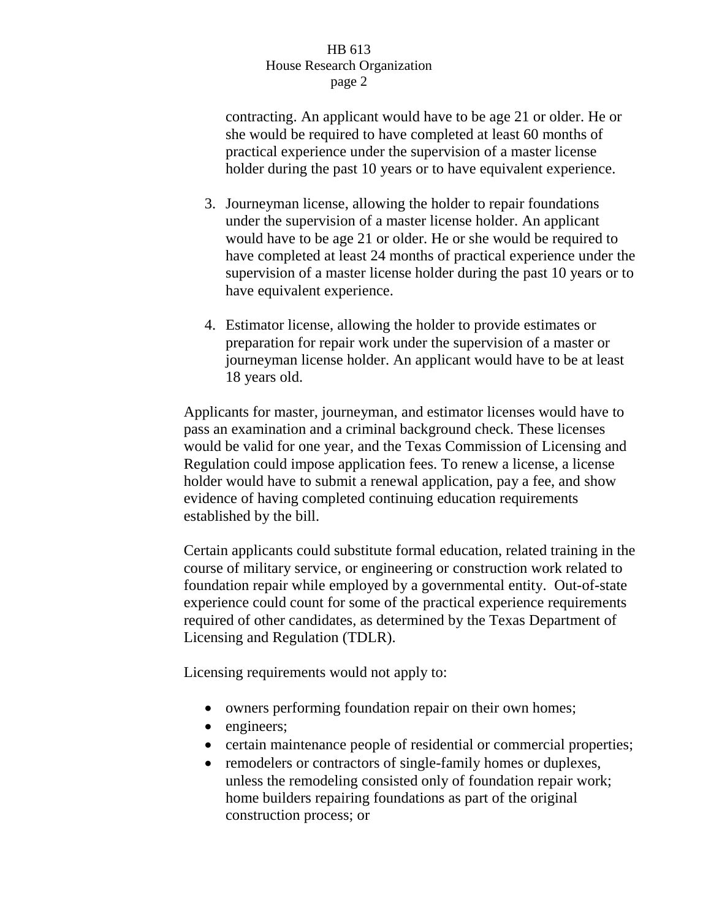contracting. An applicant would have to be age 21 or older. He or she would be required to have completed at least 60 months of practical experience under the supervision of a master license holder during the past 10 years or to have equivalent experience.

3. Journeyman license, allowing the holder to repair foundations under the supervision of a master license holder. An applicant would have to be age 21 or older. He or she would be required to have completed at least 24 months of practical experience under the supervision of a master license holder during the past 10 years or to have equivalent experience.

4. Estimator license, allowing the holder to provide estimates or preparation for repair work under the supervision of a master or journeyman license holder. An applicant would have to be at least 18 years old.

Applicants for master, journeyman, and estimator licenses would have to pass an examination and a criminal background check. These licenses would be valid for one year, and the Texas Commission of Licensing and Regulation could impose application fees. To renew a license, a license holder would have to submit a renewal application, pay a fee, and show evidence of having completed continuing education requirements established by the bill.

Certain applicants could substitute formal education, related training in the course of military service, or engineering or construction work related to foundation repair while employed by a governmental entity. Out-of-state experience could count for some of the practical experience requirements required of other candidates, as determined by the Texas Department of Licensing and Regulation (TDLR).

Licensing requirements would not apply to:

- owners performing foundation repair on their own homes;
- engineers;
- certain maintenance people of residential or commercial properties;
- remodelers or contractors of single-family homes or duplexes, unless the remodeling consisted only of foundation repair work; home builders repairing foundations as part of the original construction process; or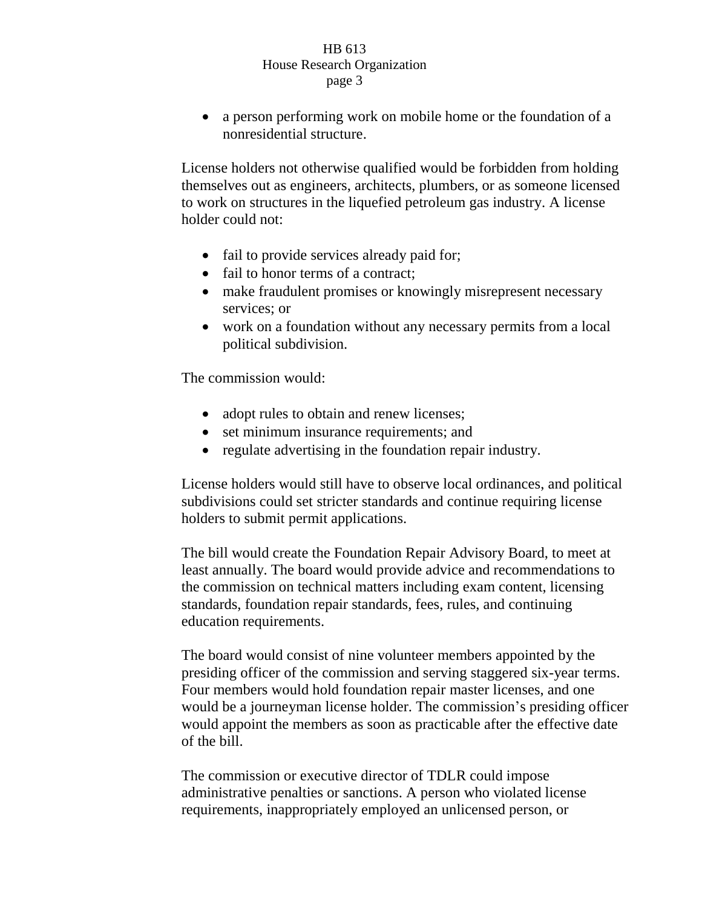- a person performing work on mobile home or the foundation of a nonresidential structure.

License holders not otherwise qualified would be forbidden from holding themselves out as engineers, architects, plumbers, or as someone licensed to work on structures in the liquefied petroleum gas industry. A license holder could not:

- fail to provide services already paid for;
- fail to honor terms of a contract;
- make fraudulent promises or knowingly misrepresent necessary services; or
- work on a foundation without any necessary permits from a local political subdivision.

The commission would:

- adopt rules to obtain and renew licenses;
- set minimum insurance requirements; and
- regulate advertising in the foundation repair industry.

License holders would still have to observe local ordinances, and political subdivisions could set stricter standards and continue requiring license holders to submit permit applications.

The bill would create the Foundation Repair Advisory Board, to meet at least annually. The board would provide advice and recommendations to the commission on technical matters including exam content, licensing standards, foundation repair standards, fees, rules, and continuing education requirements.

The board would consist of nine volunteer members appointed by the presiding officer of the commission and serving staggered six-year terms. Four members would hold foundation repair master licenses, and one would be a journeyman license holder. The commission's presiding officer would appoint the members as soon as practicable after the effective date of the bill.

The commission or executive director of TDLR could impose administrative penalties or sanctions. A person who violated license requirements, inappropriately employed an unlicensed person, or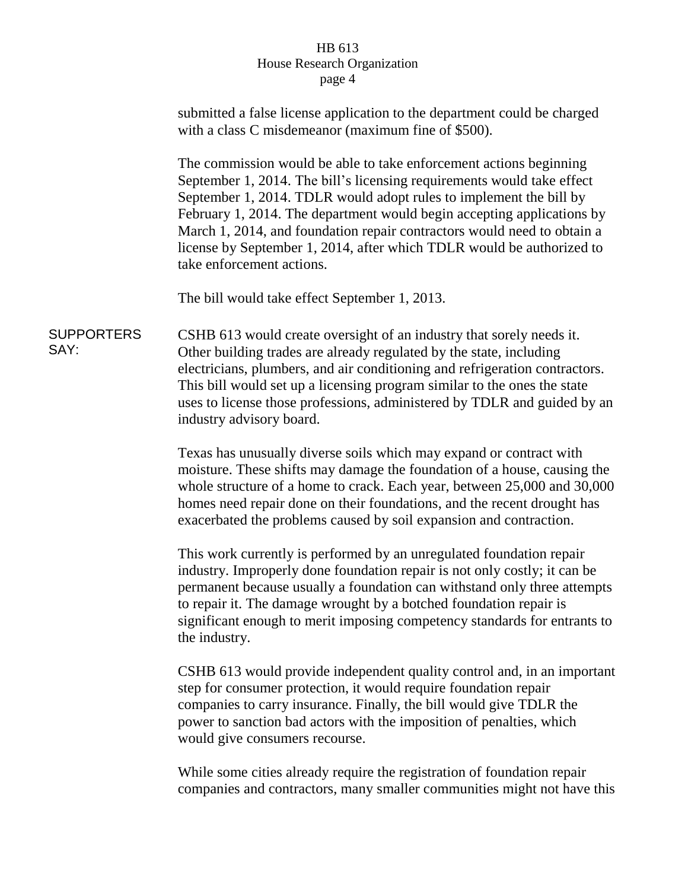submitted a false license application to the department could be charged with a class C misdemeanor (maximum fine of $500).

The commission would be able to take enforcement actions beginning September 1, 2014. The bill's licensing requirements would take effect September 1, 2014. TDLR would adopt rules to implement the bill by February 1, 2014. The department would begin accepting applications by March 1, 2014, and foundation repair contractors would need to obtain a license by September 1, 2014, after which TDLR would be authorized to take enforcement actions.

The bill would take effect September 1, 2013.

**SUPPORTERS SAY:**

CSHB 613 would create oversight of an industry that sorely needs it. Other building trades are already regulated by the state, including electricians, plumbers, and air conditioning and refrigeration contractors. This bill would set up a licensing program similar to the ones the state uses to license those professions, administered by TDLR and guided by an industry advisory board.

Texas has unusually diverse soils which may expand or contract with moisture. These shifts may damage the foundation of a house, causing the whole structure of a home to crack. Each year, between 25,000 and 30,000 homes need repair done on their foundations, and the recent drought has exacerbated the problems caused by soil expansion and contraction.

This work currently is performed by an unregulated foundation repair industry. Improperly done foundation repair is not only costly; it can be permanent because usually a foundation can withstand only three attempts to repair it. The damage wrought by a botched foundation repair is significant enough to merit imposing competency standards for entrants to the industry.

CSHB 613 would provide independent quality control and, in an important step for consumer protection, it would require foundation repair companies to carry insurance. Finally, the bill would give TDLR the power to sanction bad actors with the imposition of penalties, which would give consumers recourse.

While some cities already require the registration of foundation repair companies and contractors, many smaller communities might not have this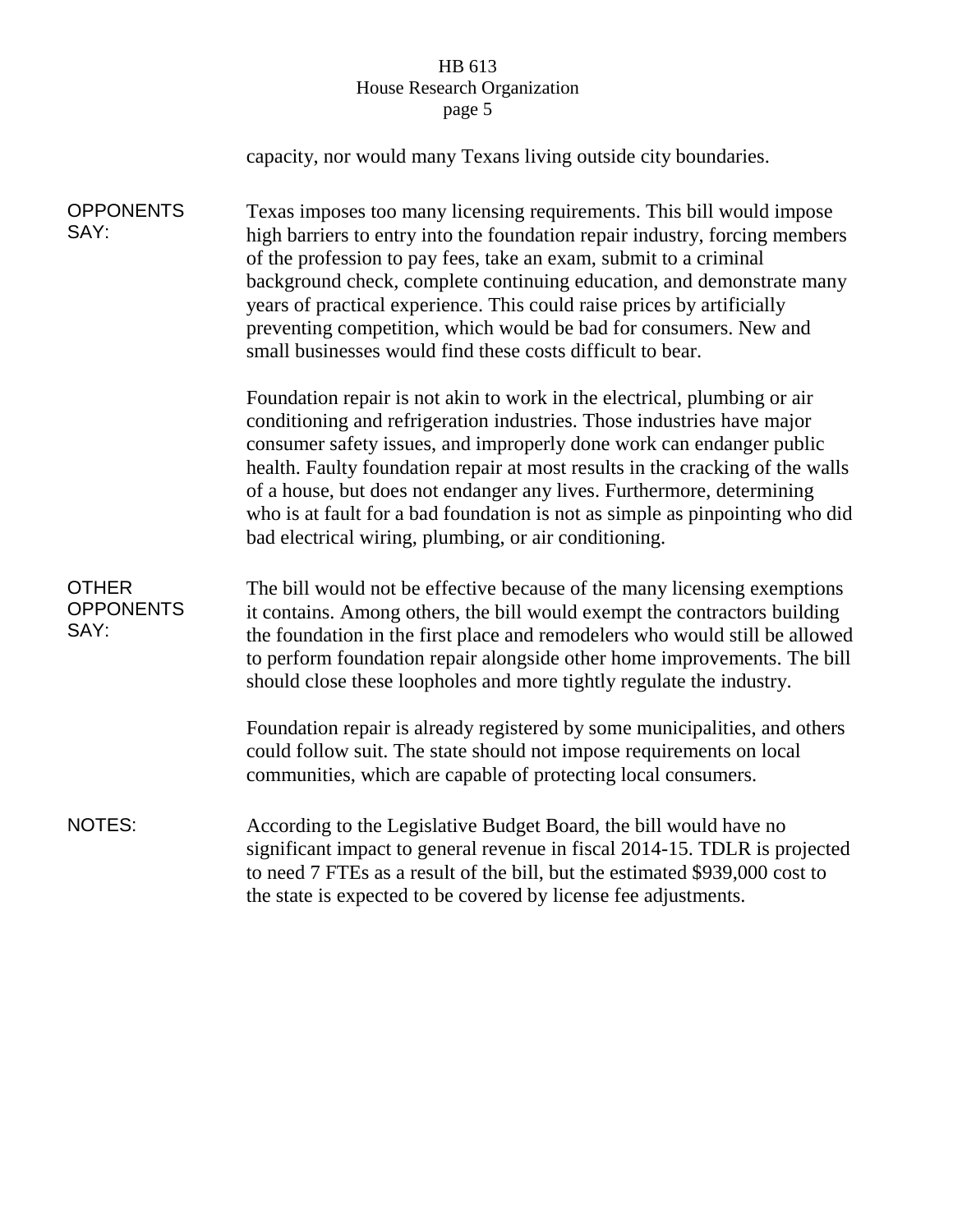capacity, nor would many Texans living outside city boundaries.

**OPPONENTS SAY:**

Texas imposes too many licensing requirements. This bill would impose high barriers to entry into the foundation repair industry, forcing members of the profession to pay fees, take an exam, submit to a criminal background check, complete continuing education, and demonstrate many years of practical experience. This could raise prices by artificially preventing competition, which would be bad for consumers. New and small businesses would find these costs difficult to bear.

Foundation repair is not akin to work in the electrical, plumbing or air conditioning and refrigeration industries. Those industries have major consumer safety issues, and improperly done work can endanger public health. Faulty foundation repair at most results in the cracking of the walls of a house, but does not endanger any lives. Furthermore, determining who is at fault for a bad foundation is not as simple as pinpointing who did bad electrical wiring, plumbing, or air conditioning.

**OTHER OPPONENTS SAY:**

The bill would not be effective because of the many licensing exemptions it contains. Among others, the bill would exempt the contractors building the foundation in the first place and remodelers who would still be allowed to perform foundation repair alongside other home improvements. The bill should close these loopholes and more tightly regulate the industry.

Foundation repair is already registered by some municipalities, and others could follow suit. The state should not impose requirements on local communities, which are capable of protecting local consumers.

**NOTES:**

According to the Legislative Budget Board, the bill would have no significant impact to general revenue in fiscal 2014-15. TDLR is projected to need 7 FTEs as a result of the bill, but the estimated $939,000 cost to the state is expected to be covered by license fee adjustments.